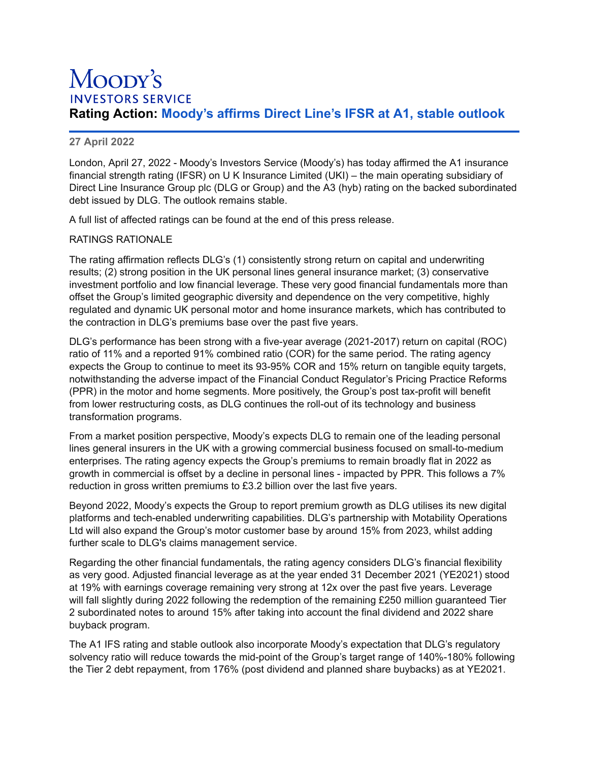Moody's
INVESTORS SERVICE

# Rating Action: Moody's affirms Direct Line's IFSR at A1, stable outlook

**27 April 2022**

London, April 27, 2022 - Moody's Investors Service (Moody's) has today affirmed the A1 insurance financial strength rating (IFSR) on U K Insurance Limited (UKI) – the main operating subsidiary of Direct Line Insurance Group plc (DLG or Group) and the A3 (hyb) rating on the backed subordinated debt issued by DLG. The outlook remains stable.

A full list of affected ratings can be found at the end of this press release.

RATINGS RATIONALE

The rating affirmation reflects DLG's (1) consistently strong return on capital and underwriting results; (2) strong position in the UK personal lines general insurance market; (3) conservative investment portfolio and low financial leverage. These very good financial fundamentals more than offset the Group's limited geographic diversity and dependence on the very competitive, highly regulated and dynamic UK personal motor and home insurance markets, which has contributed to the contraction in DLG's premiums base over the past five years.

DLG's performance has been strong with a five-year average (2021-2017) return on capital (ROC) ratio of 11% and a reported 91% combined ratio (COR) for the same period. The rating agency expects the Group to continue to meet its 93-95% COR and 15% return on tangible equity targets, notwithstanding the adverse impact of the Financial Conduct Regulator's Pricing Practice Reforms (PPR) in the motor and home segments. More positively, the Group's post tax-profit will benefit from lower restructuring costs, as DLG continues the roll-out of its technology and business transformation programs.

From a market position perspective, Moody's expects DLG to remain one of the leading personal lines general insurers in the UK with a growing commercial business focused on small-to-medium enterprises. The rating agency expects the Group's premiums to remain broadly flat in 2022 as growth in commercial is offset by a decline in personal lines - impacted by PPR. This follows a 7% reduction in gross written premiums to £3.2 billion over the last five years.

Beyond 2022, Moody's expects the Group to report premium growth as DLG utilises its new digital platforms and tech-enabled underwriting capabilities. DLG's partnership with Motability Operations Ltd will also expand the Group's motor customer base by around 15% from 2023, whilst adding further scale to DLG's claims management service.

Regarding the other financial fundamentals, the rating agency considers DLG's financial flexibility as very good. Adjusted financial leverage as at the year ended 31 December 2021 (YE2021) stood at 19% with earnings coverage remaining very strong at 12x over the past five years. Leverage will fall slightly during 2022 following the redemption of the remaining £250 million guaranteed Tier 2 subordinated notes to around 15% after taking into account the final dividend and 2022 share buyback program.

The A1 IFS rating and stable outlook also incorporate Moody's expectation that DLG's regulatory solvency ratio will reduce towards the mid-point of the Group's target range of 140%-180% following the Tier 2 debt repayment, from 176% (post dividend and planned share buybacks) as at YE2021.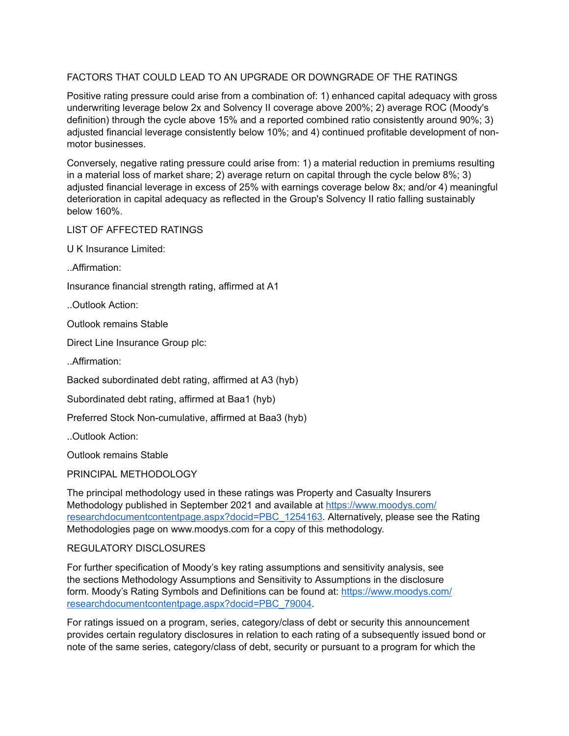## FACTORS THAT COULD LEAD TO AN UPGRADE OR DOWNGRADE OF THE RATINGS

Positive rating pressure could arise from a combination of: 1) enhanced capital adequacy with gross underwriting leverage below 2x and Solvency II coverage above 200%; 2) average ROC (Moody's definition) through the cycle above 15% and a reported combined ratio consistently around 90%; 3) adjusted financial leverage consistently below 10%; and 4) continued profitable development of non-motor businesses.

Conversely, negative rating pressure could arise from: 1) a material reduction in premiums resulting in a material loss of market share; 2) average return on capital through the cycle below 8%; 3) adjusted financial leverage in excess of 25% with earnings coverage below 8x; and/or 4) meaningful deterioration in capital adequacy as reflected in the Group's Solvency II ratio falling sustainably below 160%.

## LIST OF AFFECTED RATINGS

U K Insurance Limited:

..Affirmation:

Insurance financial strength rating, affirmed at A1

..Outlook Action:

Outlook remains Stable

Direct Line Insurance Group plc:

..Affirmation:

Backed subordinated debt rating, affirmed at A3 (hyb)

Subordinated debt rating, affirmed at Baa1 (hyb)

Preferred Stock Non-cumulative, affirmed at Baa3 (hyb)

..Outlook Action:

Outlook remains Stable

## PRINCIPAL METHODOLOGY

The principal methodology used in these ratings was Property and Casualty Insurers Methodology published in September 2021 and available at [https://www.moodys.com/researchdocumentcontentpage.aspx?docid=PBC_1254163](https://www.moodys.com/researchdocumentcontentpage.aspx?docid=PBC_1254163). Alternatively, please see the Rating Methodologies page on www.moodys.com for a copy of this methodology.

## REGULATORY DISCLOSURES

For further specification of Moody's key rating assumptions and sensitivity analysis, see the sections Methodology Assumptions and Sensitivity to Assumptions in the disclosure form. Moody's Rating Symbols and Definitions can be found at: [https://www.moodys.com/researchdocumentcontentpage.aspx?docid=PBC_79004](https://www.moodys.com/researchdocumentcontentpage.aspx?docid=PBC_79004).

For ratings issued on a program, series, category/class of debt or security this announcement provides certain regulatory disclosures in relation to each rating of a subsequently issued bond or note of the same series, category/class of debt, security or pursuant to a program for which the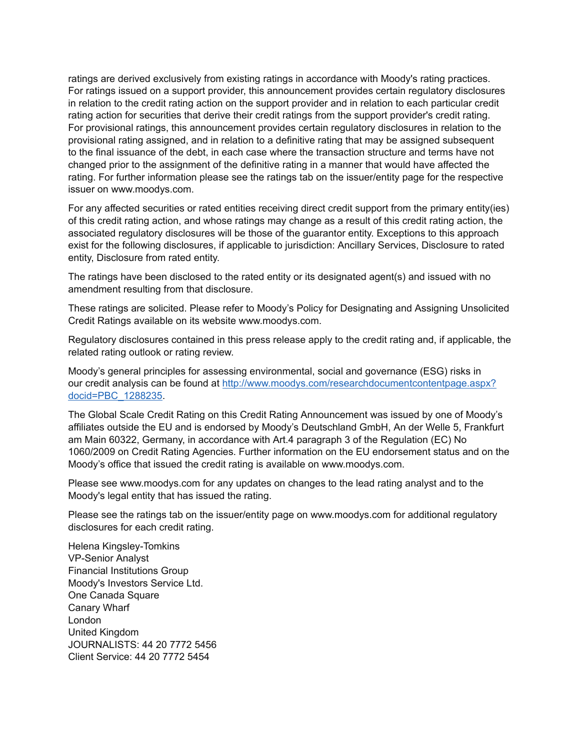ratings are derived exclusively from existing ratings in accordance with Moody's rating practices. For ratings issued on a support provider, this announcement provides certain regulatory disclosures in relation to the credit rating action on the support provider and in relation to each particular credit rating action for securities that derive their credit ratings from the support provider's credit rating. For provisional ratings, this announcement provides certain regulatory disclosures in relation to the provisional rating assigned, and in relation to a definitive rating that may be assigned subsequent to the final issuance of the debt, in each case where the transaction structure and terms have not changed prior to the assignment of the definitive rating in a manner that would have affected the rating. For further information please see the ratings tab on the issuer/entity page for the respective issuer on www.moodys.com.

For any affected securities or rated entities receiving direct credit support from the primary entity(ies) of this credit rating action, and whose ratings may change as a result of this credit rating action, the associated regulatory disclosures will be those of the guarantor entity. Exceptions to this approach exist for the following disclosures, if applicable to jurisdiction: Ancillary Services, Disclosure to rated entity, Disclosure from rated entity.

The ratings have been disclosed to the rated entity or its designated agent(s) and issued with no amendment resulting from that disclosure.

These ratings are solicited. Please refer to Moody's Policy for Designating and Assigning Unsolicited Credit Ratings available on its website www.moodys.com.

Regulatory disclosures contained in this press release apply to the credit rating and, if applicable, the related rating outlook or rating review.

Moody's general principles for assessing environmental, social and governance (ESG) risks in our credit analysis can be found at [http://www.moodys.com/researchdocumentcontentpage.aspx?docid=PBC_1288235](http://www.moodys.com/researchdocumentcontentpage.aspx?docid=PBC_1288235).

The Global Scale Credit Rating on this Credit Rating Announcement was issued by one of Moody's affiliates outside the EU and is endorsed by Moody's Deutschland GmbH, An der Welle 5, Frankfurt am Main 60322, Germany, in accordance with Art.4 paragraph 3 of the Regulation (EC) No 1060/2009 on Credit Rating Agencies. Further information on the EU endorsement status and on the Moody's office that issued the credit rating is available on www.moodys.com.

Please see www.moodys.com for any updates on changes to the lead rating analyst and to the Moody's legal entity that has issued the rating.

Please see the ratings tab on the issuer/entity page on www.moodys.com for additional regulatory disclosures for each credit rating.

Helena Kingsley-Tomkins
VP-Senior Analyst
Financial Institutions Group
Moody's Investors Service Ltd.
One Canada Square
Canary Wharf
London
United Kingdom
JOURNALISTS: 44 20 7772 5456
Client Service: 44 20 7772 5454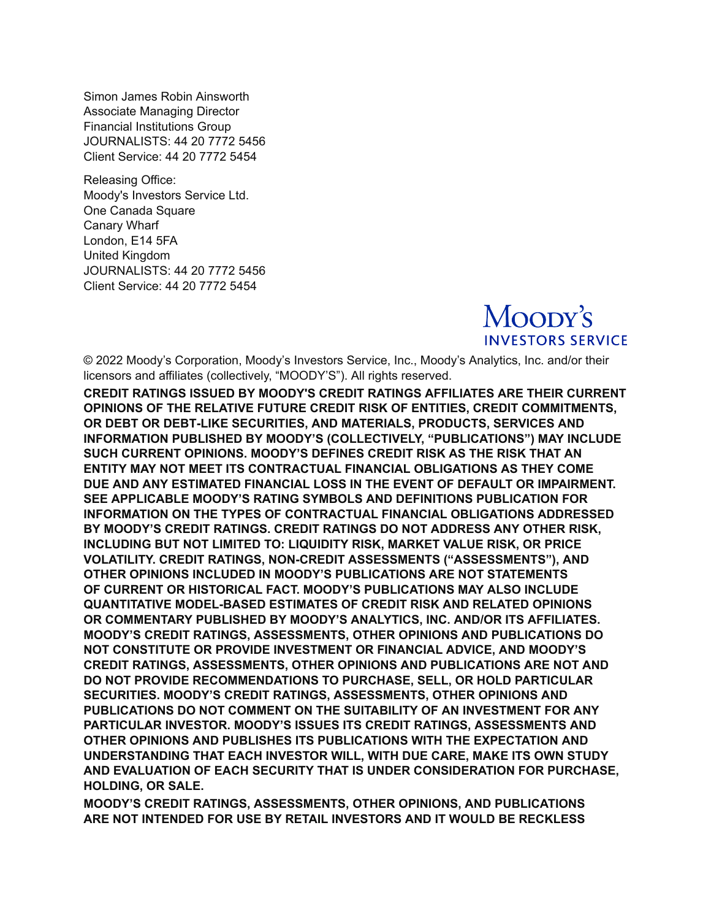Simon James Robin Ainsworth
Associate Managing Director
Financial Institutions Group
JOURNALISTS: 44 20 7772 5456
Client Service: 44 20 7772 5454

Releasing Office:
Moody's Investors Service Ltd.
One Canada Square
Canary Wharf
London, E14 5FA
United Kingdom
JOURNALISTS: 44 20 7772 5456
Client Service: 44 20 7772 5454

MOODY'S INVESTORS SERVICE

© 2022 Moody's Corporation, Moody's Investors Service, Inc., Moody's Analytics, Inc. and/or their licensors and affiliates (collectively, "MOODY'S"). All rights reserved.

**CREDIT RATINGS ISSUED BY MOODY'S CREDIT RATINGS AFFILIATES ARE THEIR CURRENT OPINIONS OF THE RELATIVE FUTURE CREDIT RISK OF ENTITIES, CREDIT COMMITMENTS, OR DEBT OR DEBT-LIKE SECURITIES, AND MATERIALS, PRODUCTS, SERVICES AND INFORMATION PUBLISHED BY MOODY'S (COLLECTIVELY, "PUBLICATIONS") MAY INCLUDE SUCH CURRENT OPINIONS. MOODY'S DEFINES CREDIT RISK AS THE RISK THAT AN ENTITY MAY NOT MEET ITS CONTRACTUAL FINANCIAL OBLIGATIONS AS THEY COME DUE AND ANY ESTIMATED FINANCIAL LOSS IN THE EVENT OF DEFAULT OR IMPAIRMENT. SEE APPLICABLE MOODY'S RATING SYMBOLS AND DEFINITIONS PUBLICATION FOR INFORMATION ON THE TYPES OF CONTRACTUAL FINANCIAL OBLIGATIONS ADDRESSED BY MOODY'S CREDIT RATINGS. CREDIT RATINGS DO NOT ADDRESS ANY OTHER RISK, INCLUDING BUT NOT LIMITED TO: LIQUIDITY RISK, MARKET VALUE RISK, OR PRICE VOLATILITY. CREDIT RATINGS, NON-CREDIT ASSESSMENTS ("ASSESSMENTS"), AND OTHER OPINIONS INCLUDED IN MOODY'S PUBLICATIONS ARE NOT STATEMENTS OF CURRENT OR HISTORICAL FACT. MOODY'S PUBLICATIONS MAY ALSO INCLUDE QUANTITATIVE MODEL-BASED ESTIMATES OF CREDIT RISK AND RELATED OPINIONS OR COMMENTARY PUBLISHED BY MOODY'S ANALYTICS, INC. AND/OR ITS AFFILIATES. MOODY'S CREDIT RATINGS, ASSESSMENTS, OTHER OPINIONS AND PUBLICATIONS DO NOT CONSTITUTE OR PROVIDE INVESTMENT OR FINANCIAL ADVICE, AND MOODY'S CREDIT RATINGS, ASSESSMENTS, OTHER OPINIONS AND PUBLICATIONS ARE NOT AND DO NOT PROVIDE RECOMMENDATIONS TO PURCHASE, SELL, OR HOLD PARTICULAR SECURITIES. MOODY'S CREDIT RATINGS, ASSESSMENTS, OTHER OPINIONS AND PUBLICATIONS DO NOT COMMENT ON THE SUITABILITY OF AN INVESTMENT FOR ANY PARTICULAR INVESTOR. MOODY'S ISSUES ITS CREDIT RATINGS, ASSESSMENTS AND OTHER OPINIONS AND PUBLISHES ITS PUBLICATIONS WITH THE EXPECTATION AND UNDERSTANDING THAT EACH INVESTOR WILL, WITH DUE CARE, MAKE ITS OWN STUDY AND EVALUATION OF EACH SECURITY THAT IS UNDER CONSIDERATION FOR PURCHASE, HOLDING, OR SALE.**

**MOODY'S CREDIT RATINGS, ASSESSMENTS, OTHER OPINIONS, AND PUBLICATIONS ARE NOT INTENDED FOR USE BY RETAIL INVESTORS AND IT WOULD BE RECKLESS**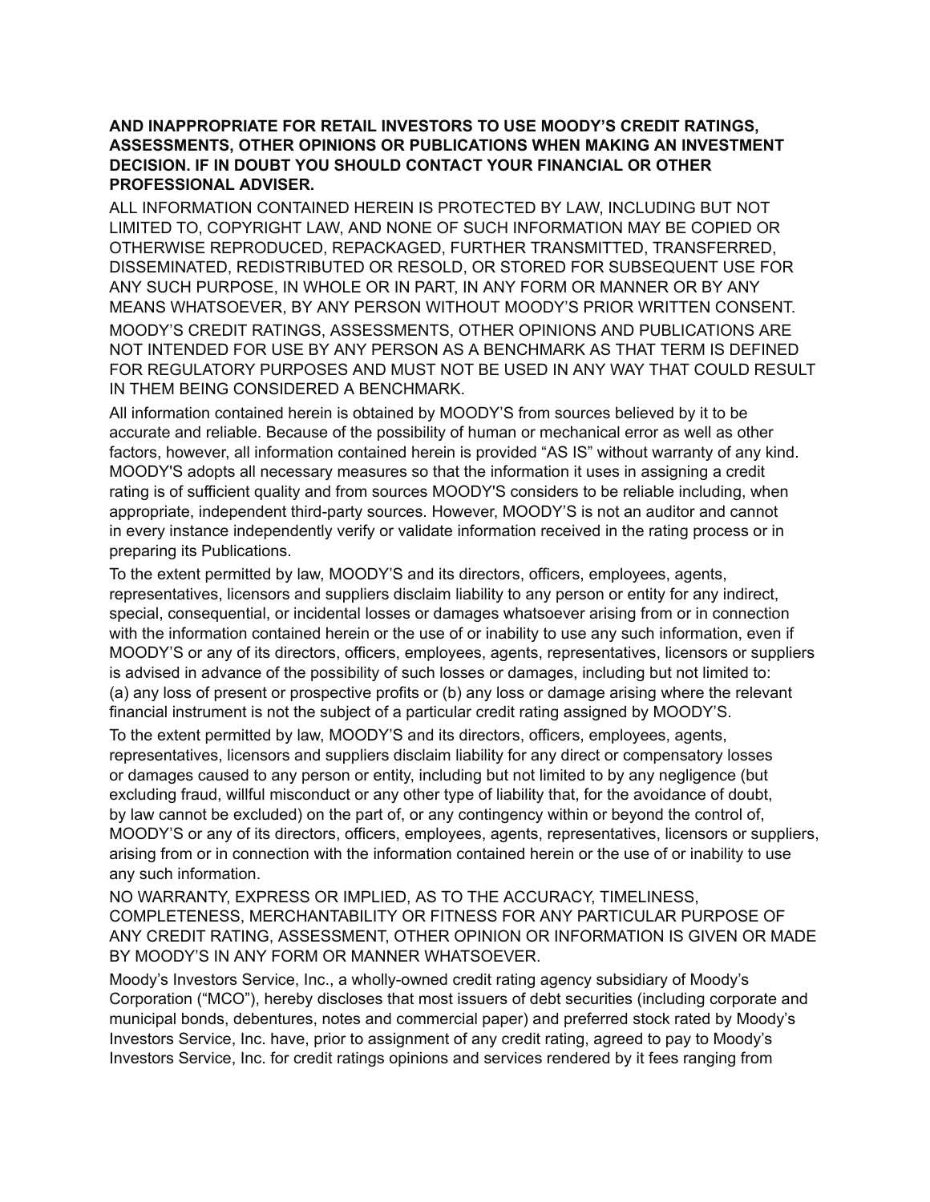**AND INAPPROPRIATE FOR RETAIL INVESTORS TO USE MOODY'S CREDIT RATINGS, ASSESSMENTS, OTHER OPINIONS OR PUBLICATIONS WHEN MAKING AN INVESTMENT DECISION. IF IN DOUBT YOU SHOULD CONTACT YOUR FINANCIAL OR OTHER PROFESSIONAL ADVISER.**

ALL INFORMATION CONTAINED HEREIN IS PROTECTED BY LAW, INCLUDING BUT NOT LIMITED TO, COPYRIGHT LAW, AND NONE OF SUCH INFORMATION MAY BE COPIED OR OTHERWISE REPRODUCED, REPACKAGED, FURTHER TRANSMITTED, TRANSFERRED, DISSEMINATED, REDISTRIBUTED OR RESOLD, OR STORED FOR SUBSEQUENT USE FOR ANY SUCH PURPOSE, IN WHOLE OR IN PART, IN ANY FORM OR MANNER OR BY ANY MEANS WHATSOEVER, BY ANY PERSON WITHOUT MOODY'S PRIOR WRITTEN CONSENT.

MOODY'S CREDIT RATINGS, ASSESSMENTS, OTHER OPINIONS AND PUBLICATIONS ARE NOT INTENDED FOR USE BY ANY PERSON AS A BENCHMARK AS THAT TERM IS DEFINED FOR REGULATORY PURPOSES AND MUST NOT BE USED IN ANY WAY THAT COULD RESULT IN THEM BEING CONSIDERED A BENCHMARK.

All information contained herein is obtained by MOODY'S from sources believed by it to be accurate and reliable. Because of the possibility of human or mechanical error as well as other factors, however, all information contained herein is provided "AS IS" without warranty of any kind. MOODY'S adopts all necessary measures so that the information it uses in assigning a credit rating is of sufficient quality and from sources MOODY'S considers to be reliable including, when appropriate, independent third-party sources. However, MOODY'S is not an auditor and cannot in every instance independently verify or validate information received in the rating process or in preparing its Publications.

To the extent permitted by law, MOODY'S and its directors, officers, employees, agents, representatives, licensors and suppliers disclaim liability to any person or entity for any indirect, special, consequential, or incidental losses or damages whatsoever arising from or in connection with the information contained herein or the use of or inability to use any such information, even if MOODY'S or any of its directors, officers, employees, agents, representatives, licensors or suppliers is advised in advance of the possibility of such losses or damages, including but not limited to: (a) any loss of present or prospective profits or (b) any loss or damage arising where the relevant financial instrument is not the subject of a particular credit rating assigned by MOODY'S.

To the extent permitted by law, MOODY'S and its directors, officers, employees, agents, representatives, licensors and suppliers disclaim liability for any direct or compensatory losses or damages caused to any person or entity, including but not limited to by any negligence (but excluding fraud, willful misconduct or any other type of liability that, for the avoidance of doubt, by law cannot be excluded) on the part of, or any contingency within or beyond the control of, MOODY'S or any of its directors, officers, employees, agents, representatives, licensors or suppliers, arising from or in connection with the information contained herein or the use of or inability to use any such information.

NO WARRANTY, EXPRESS OR IMPLIED, AS TO THE ACCURACY, TIMELINESS, COMPLETENESS, MERCHANTABILITY OR FITNESS FOR ANY PARTICULAR PURPOSE OF ANY CREDIT RATING, ASSESSMENT, OTHER OPINION OR INFORMATION IS GIVEN OR MADE BY MOODY'S IN ANY FORM OR MANNER WHATSOEVER.

Moody's Investors Service, Inc., a wholly-owned credit rating agency subsidiary of Moody's Corporation ("MCO"), hereby discloses that most issuers of debt securities (including corporate and municipal bonds, debentures, notes and commercial paper) and preferred stock rated by Moody's Investors Service, Inc. have, prior to assignment of any credit rating, agreed to pay to Moody's Investors Service, Inc. for credit ratings opinions and services rendered by it fees ranging from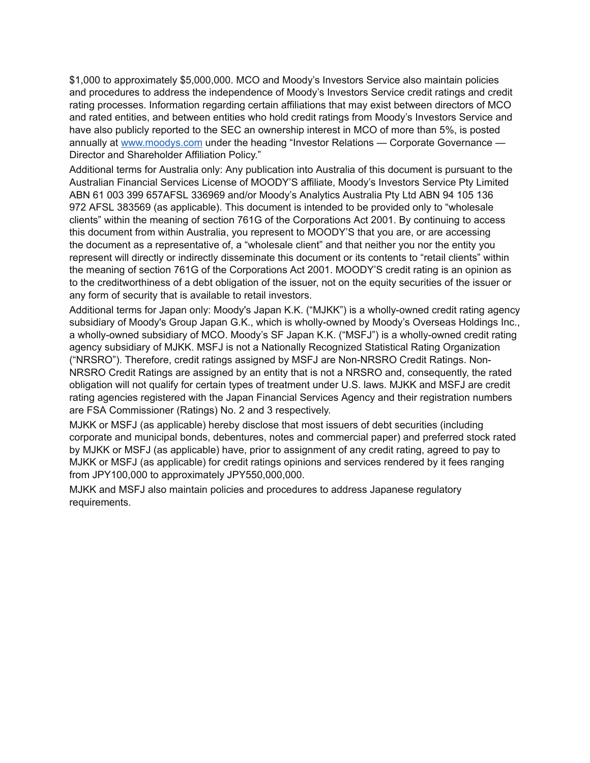$1,000 to approximately $5,000,000. MCO and Moody's Investors Service also maintain policies and procedures to address the independence of Moody's Investors Service credit ratings and credit rating processes. Information regarding certain affiliations that may exist between directors of MCO and rated entities, and between entities who hold credit ratings from Moody's Investors Service and have also publicly reported to the SEC an ownership interest in MCO of more than 5%, is posted annually at [www.moodys.com](http://www.moodys.com) under the heading "Investor Relations — Corporate Governance — Director and Shareholder Affiliation Policy."

Additional terms for Australia only: Any publication into Australia of this document is pursuant to the Australian Financial Services License of MOODY'S affiliate, Moody's Investors Service Pty Limited ABN 61 003 399 657AFSL 336969 and/or Moody's Analytics Australia Pty Ltd ABN 94 105 136 972 AFSL 383569 (as applicable). This document is intended to be provided only to "wholesale clients" within the meaning of section 761G of the Corporations Act 2001. By continuing to access this document from within Australia, you represent to MOODY'S that you are, or are accessing the document as a representative of, a "wholesale client" and that neither you nor the entity you represent will directly or indirectly disseminate this document or its contents to "retail clients" within the meaning of section 761G of the Corporations Act 2001. MOODY'S credit rating is an opinion as to the creditworthiness of a debt obligation of the issuer, not on the equity securities of the issuer or any form of security that is available to retail investors.

Additional terms for Japan only: Moody's Japan K.K. ("MJKK") is a wholly-owned credit rating agency subsidiary of Moody's Group Japan G.K., which is wholly-owned by Moody's Overseas Holdings Inc., a wholly-owned subsidiary of MCO. Moody's SF Japan K.K. ("MSFJ") is a wholly-owned credit rating agency subsidiary of MJKK. MSFJ is not a Nationally Recognized Statistical Rating Organization ("NRSRO"). Therefore, credit ratings assigned by MSFJ are Non-NRSRO Credit Ratings. Non-NRSRO Credit Ratings are assigned by an entity that is not a NRSRO and, consequently, the rated obligation will not qualify for certain types of treatment under U.S. laws. MJKK and MSFJ are credit rating agencies registered with the Japan Financial Services Agency and their registration numbers are FSA Commissioner (Ratings) No. 2 and 3 respectively.

MJKK or MSFJ (as applicable) hereby disclose that most issuers of debt securities (including corporate and municipal bonds, debentures, notes and commercial paper) and preferred stock rated by MJKK or MSFJ (as applicable) have, prior to assignment of any credit rating, agreed to pay to MJKK or MSFJ (as applicable) for credit ratings opinions and services rendered by it fees ranging from JPY100,000 to approximately JPY550,000,000.

MJKK and MSFJ also maintain policies and procedures to address Japanese regulatory requirements.